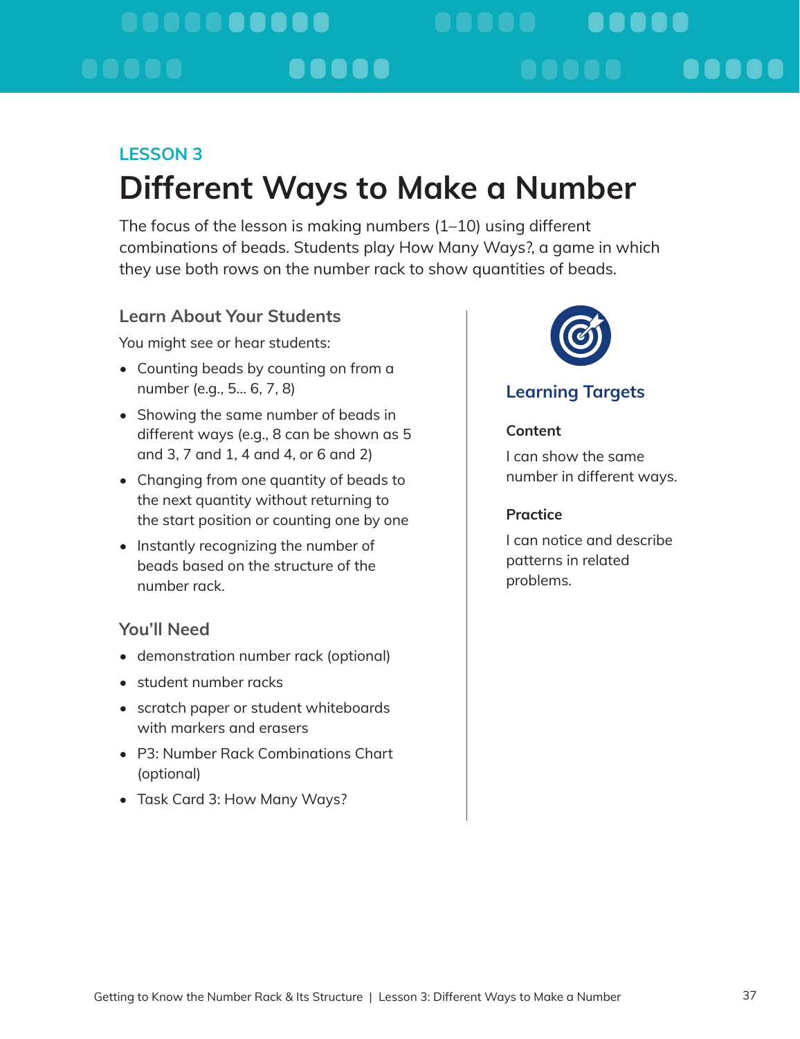LESSON 3

# Different Ways to Make a Number

The focus of the lesson is making numbers (1–10) using different combinations of beads. Students play How Many Ways?, a game in which they use both rows on the number rack to show quantities of beads.

## Learn About Your Students

You might see or hear students:

- Counting beads by counting on from a number (e.g., 5... 6, 7, 8)
- Showing the same number of beads in different ways (e.g., 8 can be shown as 5 and 3, 7 and 1, 4 and 4, or 6 and 2)
- Changing from one quantity of beads to the next quantity without returning to the start position or counting one by one
- Instantly recognizing the number of beads based on the structure of the number rack.

## You'll Need

- demonstration number rack (optional)
- student number racks
- scratch paper or student whiteboards with markers and erasers
- P3: Number Rack Combinations Chart (optional)
- Task Card 3: How Many Ways?

## Learning Targets

**Content**

I can show the same number in different ways.

**Practice**

I can notice and describe patterns in related problems.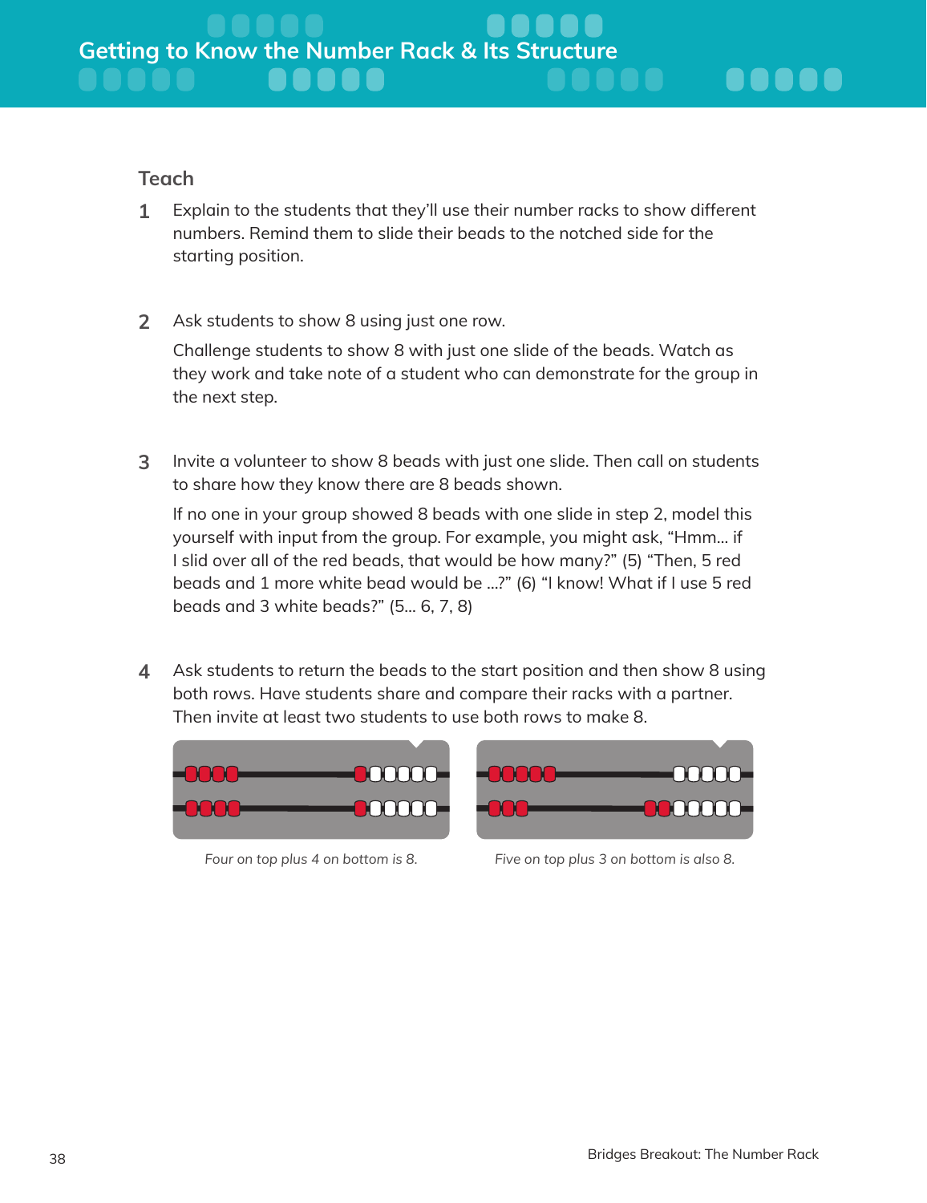## Getting to Know the Number Rack & Its Structure

### Teach

1. Explain to the students that they'll use their number racks to show different numbers. Remind them to slide their beads to the notched side for the starting position.

2. Ask students to show 8 using just one row.

   Challenge students to show 8 with just one slide of the beads. Watch as they work and take note of a student who can demonstrate for the group in the next step.

3. Invite a volunteer to show 8 beads with just one slide. Then call on students to share how they know there are 8 beads shown.

   If no one in your group showed 8 beads with one slide in step 2, model this yourself with input from the group. For example, you might ask, "Hmm... if I slid over all of the red beads, that would be how many?" (5) "Then, 5 red beads and 1 more white bead would be ...?" (6) "I know! What if I use 5 red beads and 3 white beads?" (5... 6, 7, 8)

4. Ask students to return the beads to the start position and then show 8 using both rows. Have students share and compare their racks with a partner. Then invite at least two students to use both rows to make 8.

*Four on top plus 4 on bottom is 8.*

*Five on top plus 3 on bottom is also 8.*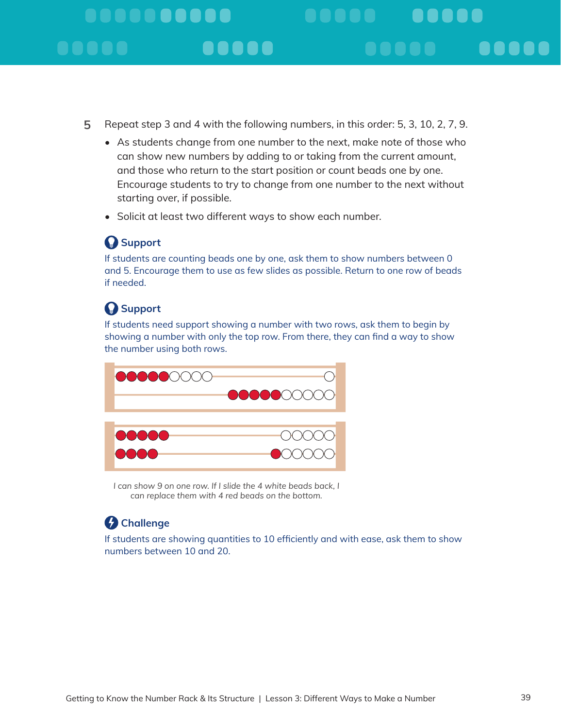5 Repeat step 3 and 4 with the following numbers, in this order: 5, 3, 10, 2, 7, 9.

- As students change from one number to the next, make note of those who can show new numbers by adding to or taking from the current amount, and those who return to the start position or count beads one by one. Encourage students to try to change from one number to the next without starting over, if possible.
- Solicit at least two different ways to show each number.

### Support

If students are counting beads one by one, ask them to show numbers between 0 and 5. Encourage them to use as few slides as possible. Return to one row of beads if needed.

### Support

If students need support showing a number with two rows, ask them to begin by showing a number with only the top row. From there, they can find a way to show the number using both rows.

*I can show 9 on one row. If I slide the 4 white beads back, I can replace them with 4 red beads on the bottom.*

### Challenge

If students are showing quantities to 10 efficiently and with ease, ask them to show numbers between 10 and 20.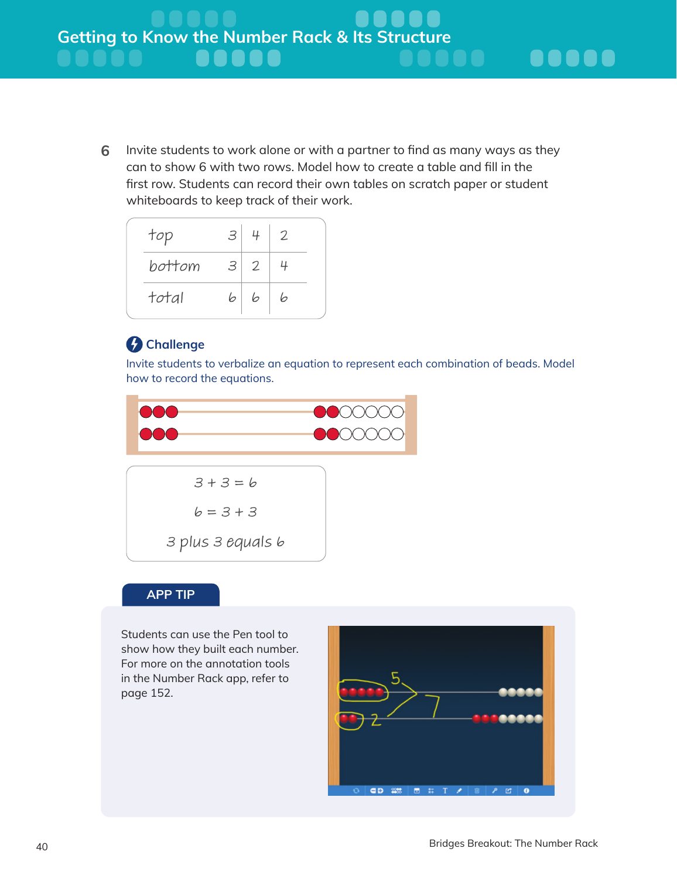6. Invite students to work alone or with a partner to find as many ways as they can to show 6 with two rows. Model how to create a table and fill in the first row. Students can record their own tables on scratch paper or student whiteboards to keep track of their work.

| top | 3 | 4 | 2 |
|---|---|---|---|
| bottom | 3 | 2 | 4 |
| total | 6 | 6 | 6 |

### Challenge

Invite students to verbalize an equation to represent each combination of beads. Model how to record the equations.

$3 + 3 = 6$

$6 = 3 + 3$

3 plus 3 equals 6

**APP TIP**

Students can use the Pen tool to show how they built each number. For more on the annotation tools in the Number Rack app, refer to page 152.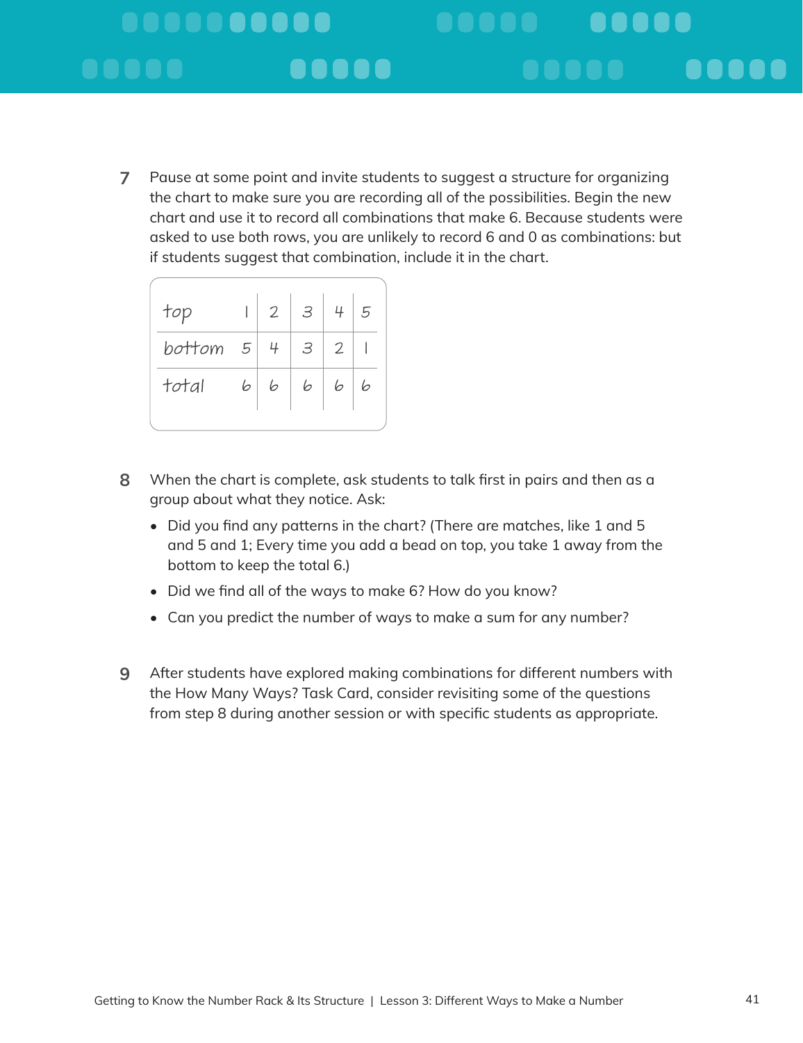7. Pause at some point and invite students to suggest a structure for organizing the chart to make sure you are recording all of the possibilities. Begin the new chart and use it to record all combinations that make 6. Because students were asked to use both rows, you are unlikely to record 6 and 0 as combinations: but if students suggest that combination, include it in the chart.

| top | 1 | 2 | 3 | 4 | 5 |
|---|---|---|---|---|---|
| bottom | 5 | 4 | 3 | 2 | 1 |
| total | 6 | 6 | 6 | 6 | 6 |

8. When the chart is complete, ask students to talk first in pairs and then as a group about what they notice. Ask:
   - Did you find any patterns in the chart? (There are matches, like 1 and 5 and 5 and 1; Every time you add a bead on top, you take 1 away from the bottom to keep the total 6.)
   - Did we find all of the ways to make 6? How do you know?
   - Can you predict the number of ways to make a sum for any number?

9. After students have explored making combinations for different numbers with the How Many Ways? Task Card, consider revisiting some of the questions from step 8 during another session or with specific students as appropriate.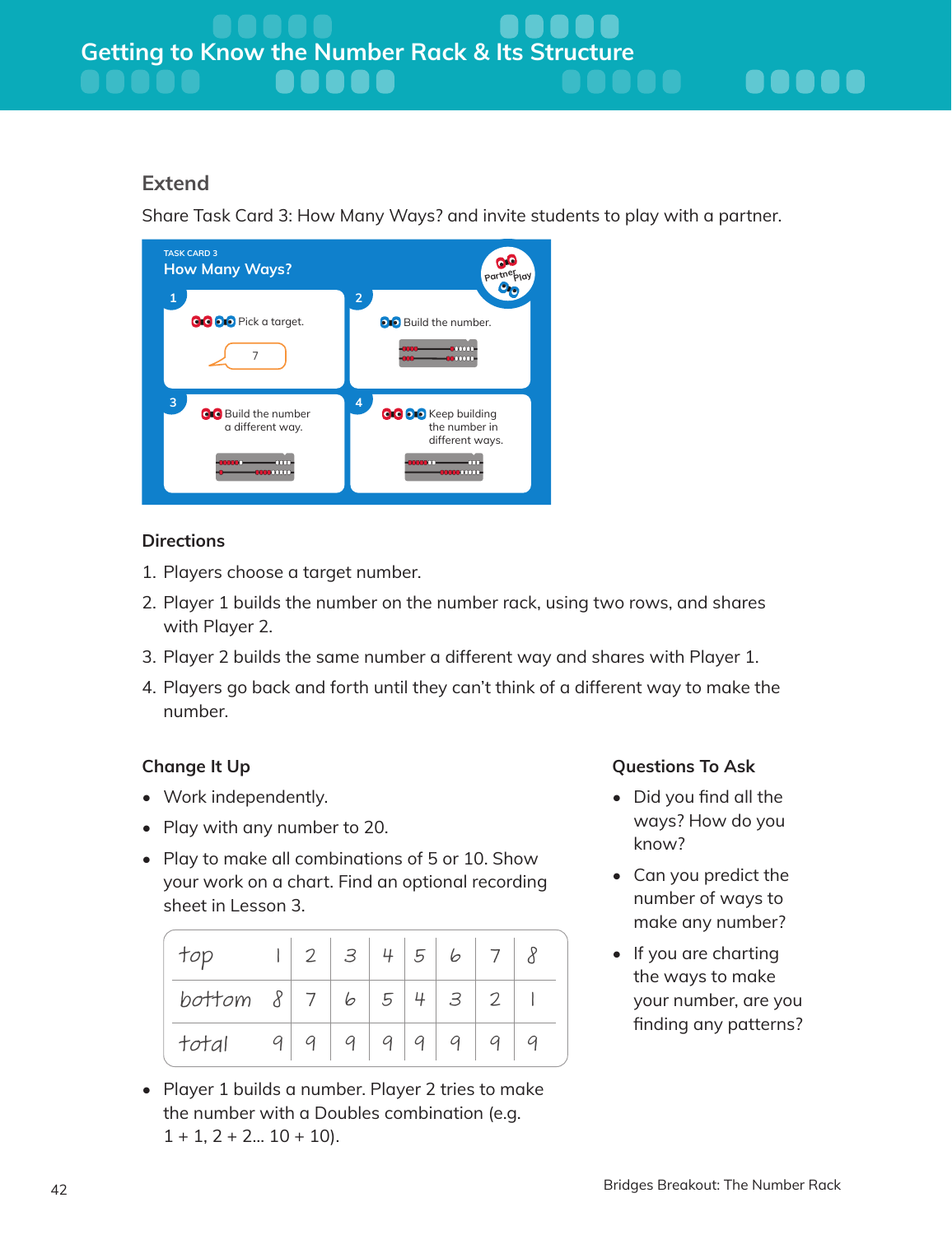# Getting to Know the Number Rack & Its Structure

## Extend

Share Task Card 3: How Many Ways? and invite students to play with a partner.

TASK CARD 3
How Many Ways?

Partner Play

1 Pick a target.

7

2 Build the number.

3 Build the number a different way.

4 Keep building the number in different ways.

### Directions

1. Players choose a target number.
2. Player 1 builds the number on the number rack, using two rows, and shares with Player 2.
3. Player 2 builds the same number a different way and shares with Player 1.
4. Players go back and forth until they can't think of a different way to make the number.

### Change It Up

- Work independently.
- Play with any number to 20.
- Play to make all combinations of 5 or 10. Show your work on a chart. Find an optional recording sheet in Lesson 3.

| | | | | | | | | |
|---|---|---|---|---|---|---|---|---|
| top | 1 | 2 | 3 | 4 | 5 | 6 | 7 | 8 |
| bottom | 8 | 7 | 6 | 5 | 4 | 3 | 2 | 1 |
| total | 9 | 9 | 9 | 9 | 9 | 9 | 9 | 9 |

- Player 1 builds a number. Player 2 tries to make the number with a Doubles combination (e.g. 1 + 1, 2 + 2... 10 + 10).

### Questions To Ask

- Did you find all the ways? How do you know?
- Can you predict the number of ways to make any number?
- If you are charting the ways to make your number, are you finding any patterns?